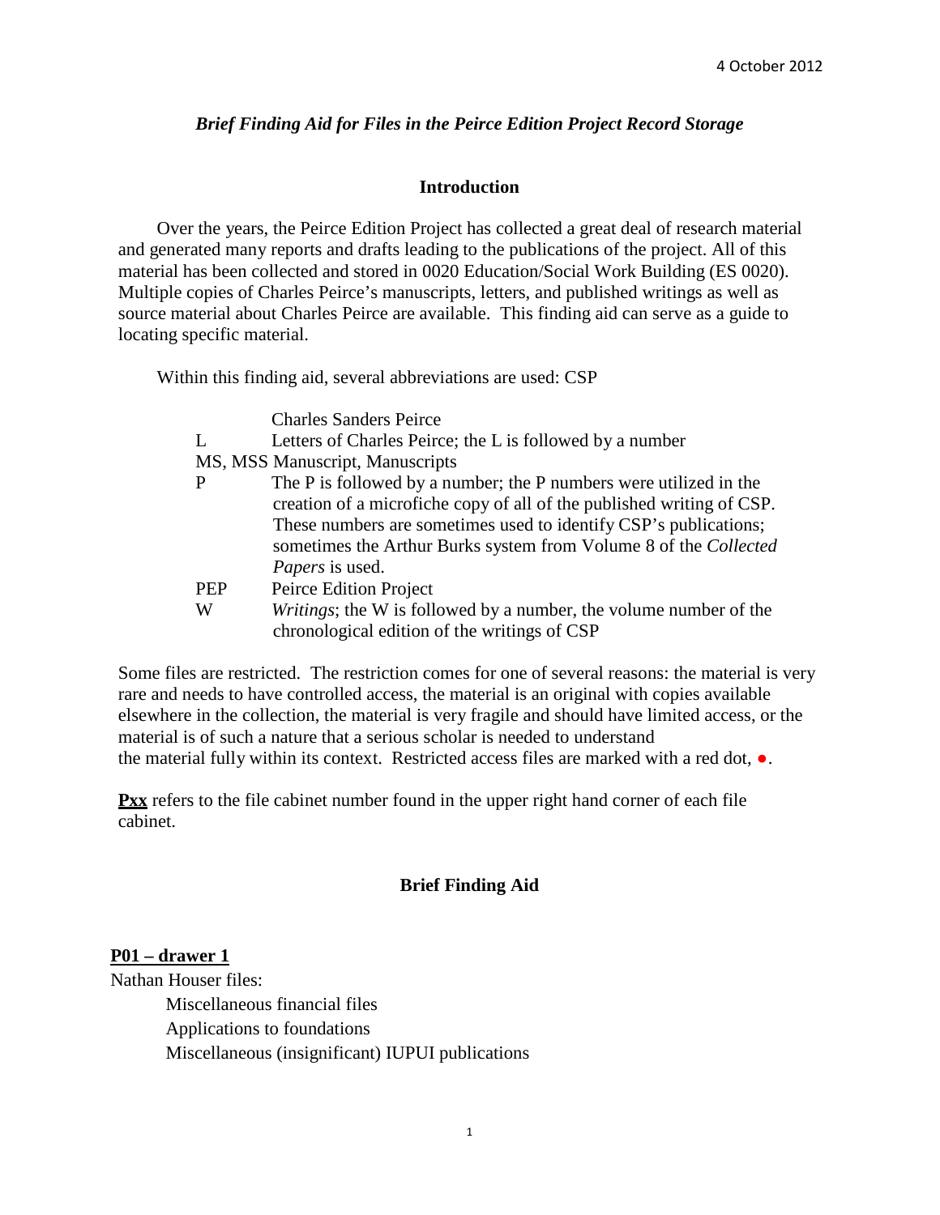4 October 2012

## *Brief Finding Aid for Files in the Peirce Edition Project Record Storage*

### Introduction

Over the years, the Peirce Edition Project has collected a great deal of research material and generated many reports and drafts leading to the publications of the project. All of this material has been collected and stored in 0020 Education/Social Work Building (ES 0020). Multiple copies of Charles Peirce's manuscripts, letters, and published writings as well as source material about Charles Peirce are available. This finding aid can serve as a guide to locating specific material.

Within this finding aid, several abbreviations are used:

| | |
|---|---|
| CSP | Charles Sanders Peirce |
| L | Letters of Charles Peirce; the L is followed by a number |
| MS, MSS | Manuscript, Manuscripts |
| P | The P is followed by a number; the P numbers were utilized in the creation of a microfiche copy of all of the published writing of CSP. These numbers are sometimes used to identify CSP's publications; sometimes the Arthur Burks system from Volume 8 of the *Collected Papers* is used. |
| PEP | Peirce Edition Project |
| W | *Writings*; the W is followed by a number, the volume number of the chronological edition of the writings of CSP |

Some files are restricted. The restriction comes for one of several reasons: the material is very rare and needs to have controlled access, the material is an original with copies available elsewhere in the collection, the material is very fragile and should have limited access, or the material is of such a nature that a serious scholar is needed to understand the material fully within its context. Restricted access files are marked with a red dot, ●.

**Pxx** refers to the file cabinet number found in the upper right hand corner of each file cabinet.

### Brief Finding Aid

**P01 – drawer 1**

Nathan Houser files:

- Miscellaneous financial files
- Applications to foundations
- Miscellaneous (insignificant) IUPUI publications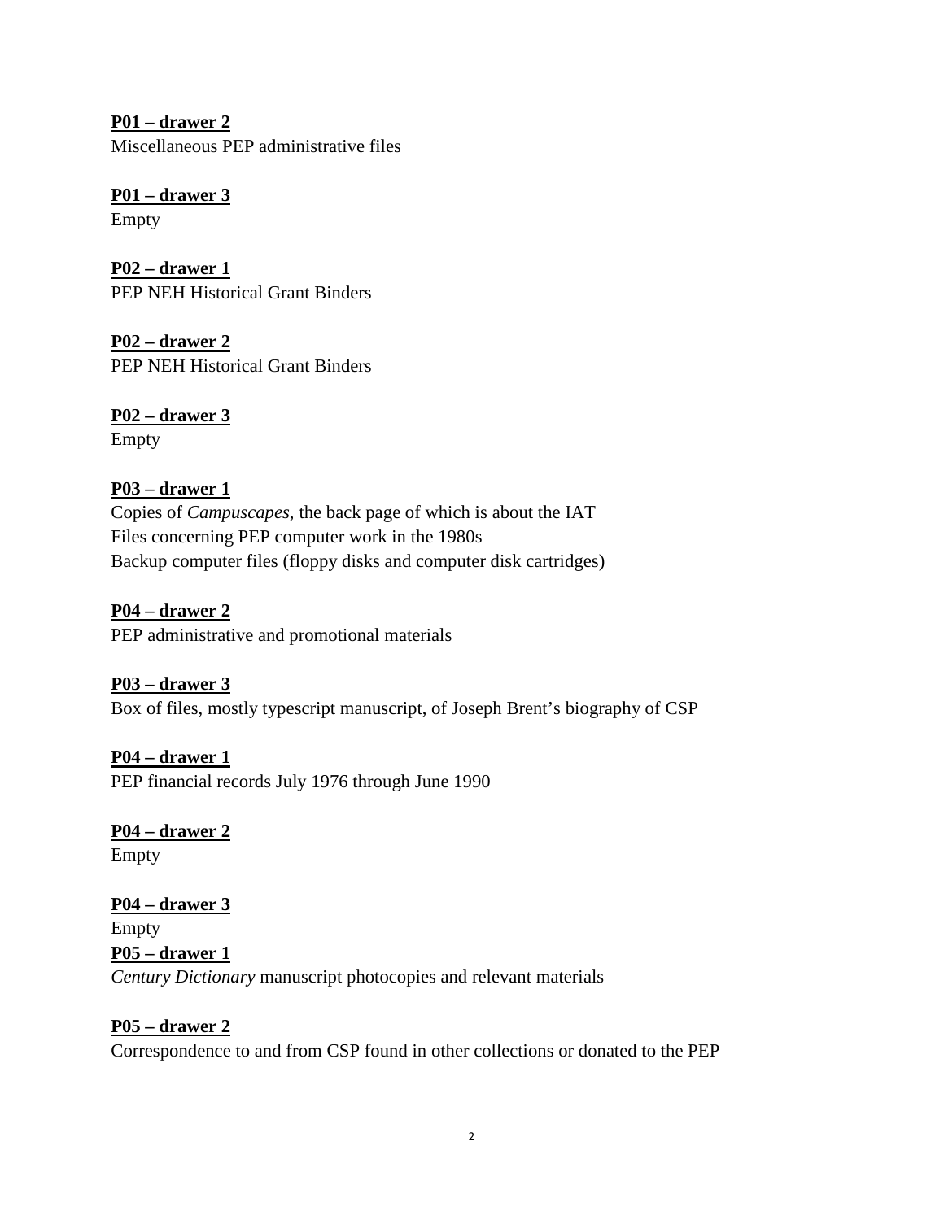**P01 – drawer 2**
Miscellaneous PEP administrative files

**P01 – drawer 3**
Empty

**P02 – drawer 1**
PEP NEH Historical Grant Binders

**P02 – drawer 2**
PEP NEH Historical Grant Binders

**P02 – drawer 3**
Empty

**P03 – drawer 1**
Copies of *Campuscapes*, the back page of which is about the IAT
Files concerning PEP computer work in the 1980s
Backup computer files (floppy disks and computer disk cartridges)

**P04 – drawer 2**
PEP administrative and promotional materials

**P03 – drawer 3**
Box of files, mostly typescript manuscript, of Joseph Brent's biography of CSP

**P04 – drawer 1**
PEP financial records July 1976 through June 1990

**P04 – drawer 2**
Empty

**P04 – drawer 3**
Empty

**P05 – drawer 1**
*Century Dictionary* manuscript photocopies and relevant materials

**P05 – drawer 2**
Correspondence to and from CSP found in other collections or donated to the PEP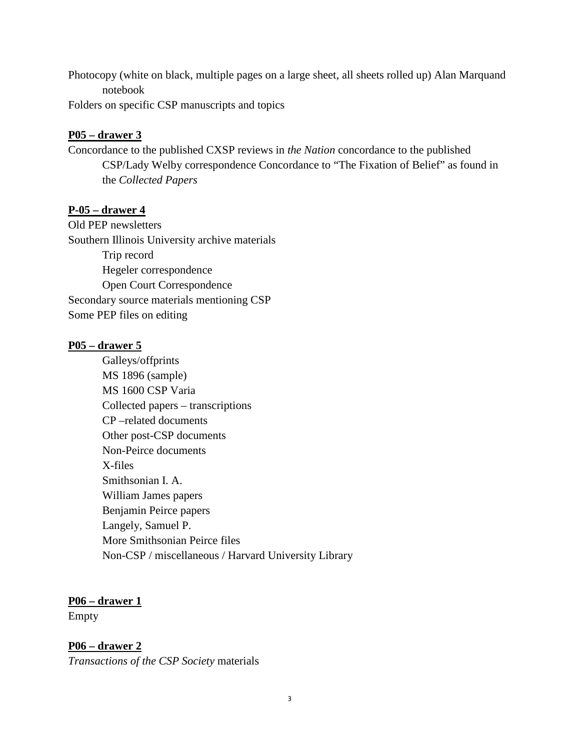Photocopy (white on black, multiple pages on a large sheet, all sheets rolled up) Alan Marquand notebook

Folders on specific CSP manuscripts and topics

**P05 – drawer 3**

Concordance to the published CXSP reviews in *the Nation* concordance to the published CSP/Lady Welby correspondence Concordance to "The Fixation of Belief" as found in the *Collected Papers*

**P-05 – drawer 4**

Old PEP newsletters

Southern Illinois University archive materials

- Trip record
- Hegeler correspondence
- Open Court Correspondence

Secondary source materials mentioning CSP

Some PEP files on editing

**P05 – drawer 5**

- Galleys/offprints
- MS 1896 (sample)
- MS 1600 CSP Varia
- Collected papers – transcriptions
- CP –related documents
- Other post-CSP documents
- Non-Peirce documents
- X-files
- Smithsonian I. A.
- William James papers
- Benjamin Peirce papers
- Langely, Samuel P.
- More Smithsonian Peirce files
- Non-CSP / miscellaneous / Harvard University Library

**P06 – drawer 1**

Empty

**P06 – drawer 2**

*Transactions of the CSP Society* materials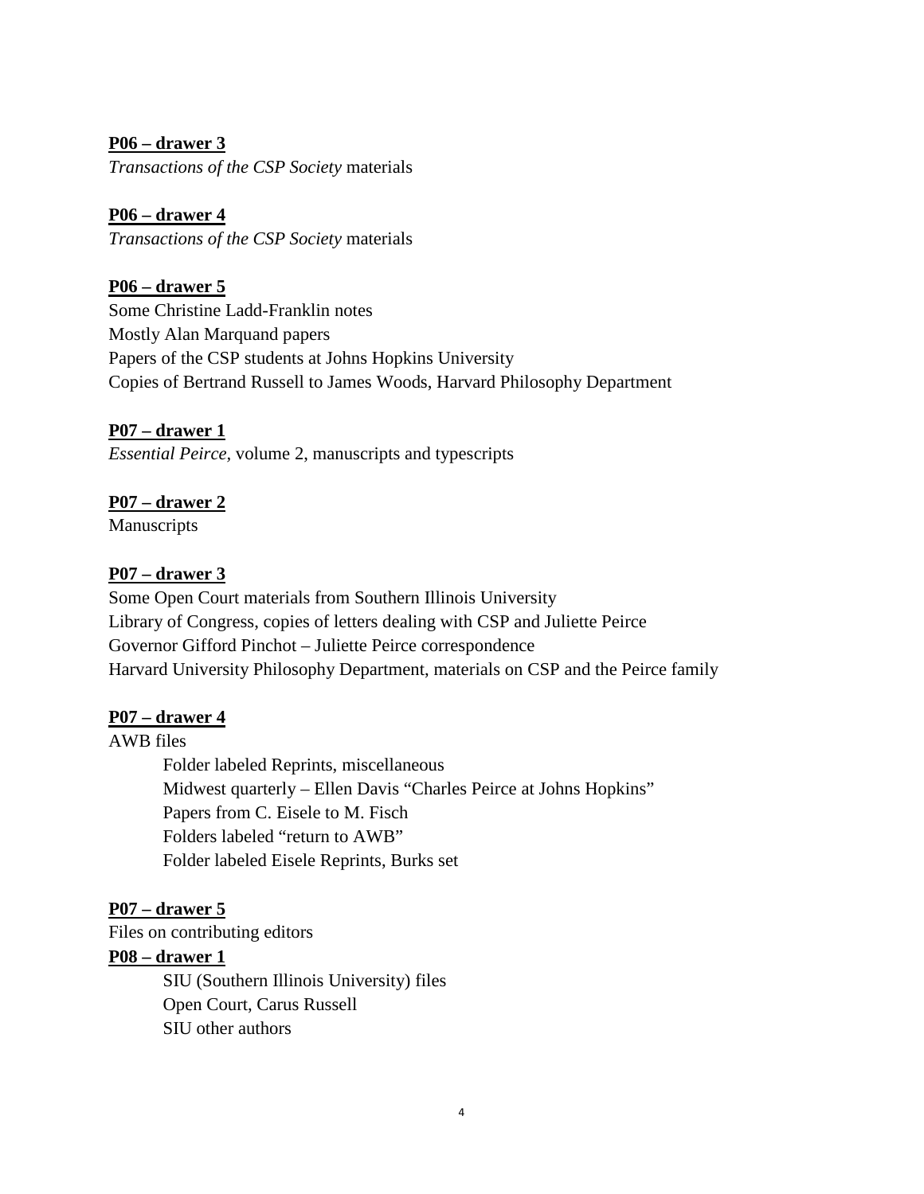**<u>P06 – drawer 3</u>**
*Transactions of the CSP Society* materials

**<u>P06 – drawer 4</u>**
*Transactions of the CSP Society* materials

**<u>P06 – drawer 5</u>**
Some Christine Ladd-Franklin notes
Mostly Alan Marquand papers
Papers of the CSP students at Johns Hopkins University
Copies of Bertrand Russell to James Woods, Harvard Philosophy Department

**<u>P07 – drawer 1</u>**
*Essential Peirce,* volume 2, manuscripts and typescripts

**<u>P07 – drawer 2</u>**
Manuscripts

**<u>P07 – drawer 3</u>**
Some Open Court materials from Southern Illinois University
Library of Congress, copies of letters dealing with CSP and Juliette Peirce
Governor Gifford Pinchot – Juliette Peirce correspondence
Harvard University Philosophy Department, materials on CSP and the Peirce family

**<u>P07 – drawer 4</u>**
AWB files

- Folder labeled Reprints, miscellaneous
- Midwest quarterly – Ellen Davis "Charles Peirce at Johns Hopkins"
- Papers from C. Eisele to M. Fisch
- Folders labeled "return to AWB"
- Folder labeled Eisele Reprints, Burks set

**<u>P07 – drawer 5</u>**
Files on contributing editors

**<u>P08 – drawer 1</u>**

- SIU (Southern Illinois University) files
- Open Court, Carus Russell
- SIU other authors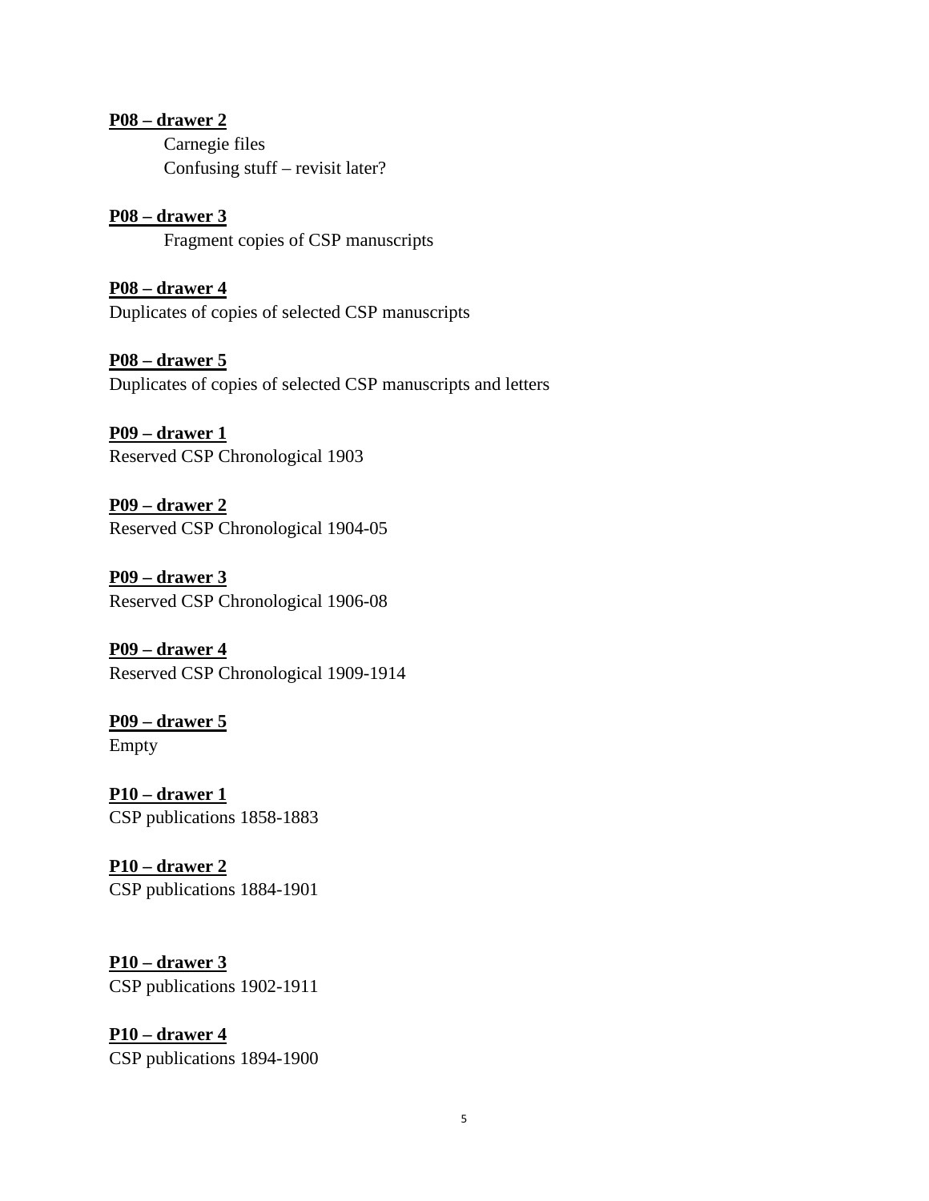**<u>P08 – drawer 2</u>**

Carnegie files
Confusing stuff – revisit later?

**<u>P08 – drawer 3</u>**

Fragment copies of CSP manuscripts

**<u>P08 – drawer 4</u>**
Duplicates of copies of selected CSP manuscripts

**<u>P08 – drawer 5</u>**
Duplicates of copies of selected CSP manuscripts and letters

**<u>P09 – drawer 1</u>**
Reserved CSP Chronological 1903

**<u>P09 – drawer 2</u>**
Reserved CSP Chronological 1904-05

**<u>P09 – drawer 3</u>**
Reserved CSP Chronological 1906-08

**<u>P09 – drawer 4</u>**
Reserved CSP Chronological 1909-1914

**<u>P09 – drawer 5</u>**
Empty

**<u>P10 – drawer 1</u>**
CSP publications 1858-1883

**<u>P10 – drawer 2</u>**
CSP publications 1884-1901

**<u>P10 – drawer 3</u>**
CSP publications 1902-1911

**<u>P10 – drawer 4</u>**
CSP publications 1894-1900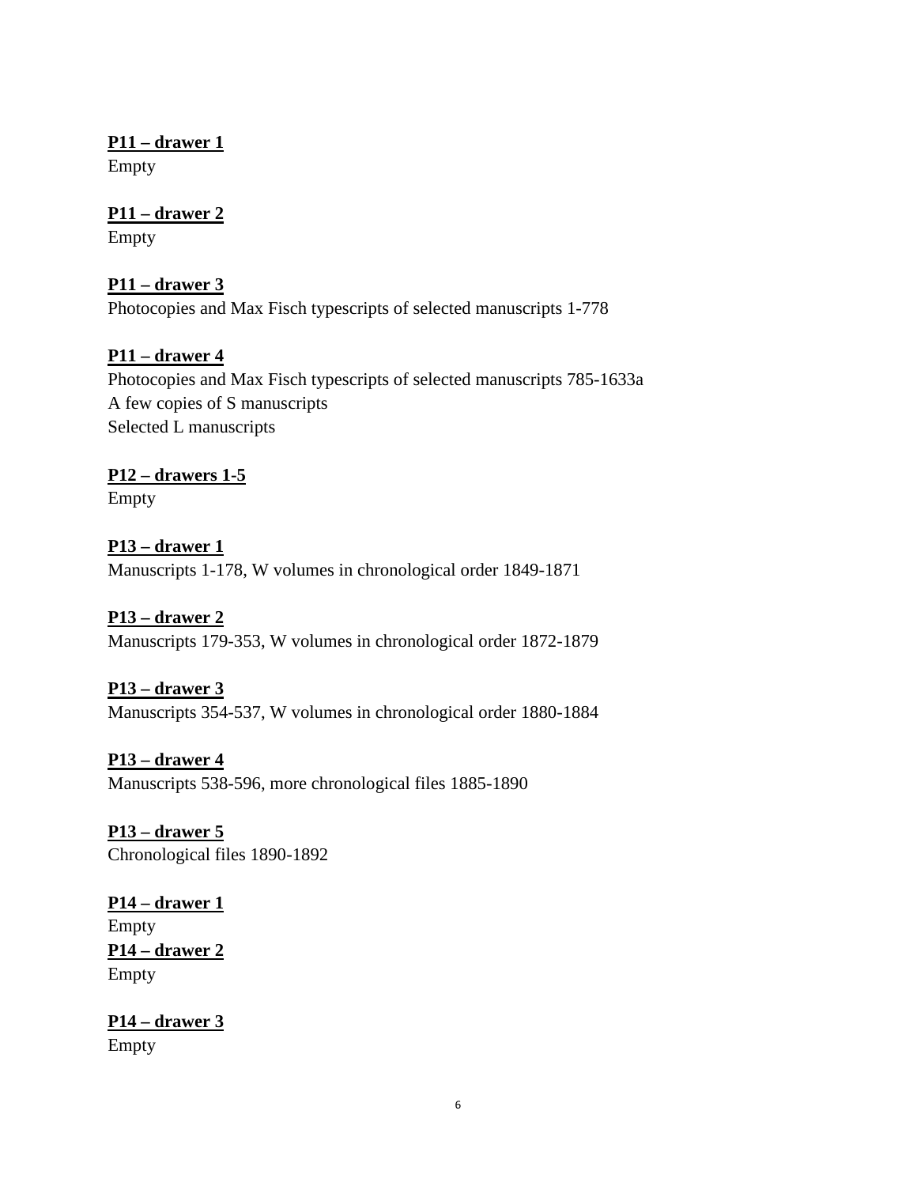**P11 – drawer 1**
Empty

**P11 – drawer 2**
Empty

**P11 – drawer 3**
Photocopies and Max Fisch typescripts of selected manuscripts 1-778

**P11 – drawer 4**
Photocopies and Max Fisch typescripts of selected manuscripts 785-1633a
A few copies of S manuscripts
Selected L manuscripts

**P12 – drawers 1-5**
Empty

**P13 – drawer 1**
Manuscripts 1-178, W volumes in chronological order 1849-1871

**P13 – drawer 2**
Manuscripts 179-353, W volumes in chronological order 1872-1879

**P13 – drawer 3**
Manuscripts 354-537, W volumes in chronological order 1880-1884

**P13 – drawer 4**
Manuscripts 538-596, more chronological files 1885-1890

**P13 – drawer 5**
Chronological files 1890-1892

**P14 – drawer 1**
Empty
**P14 – drawer 2**
Empty

**P14 – drawer 3**
Empty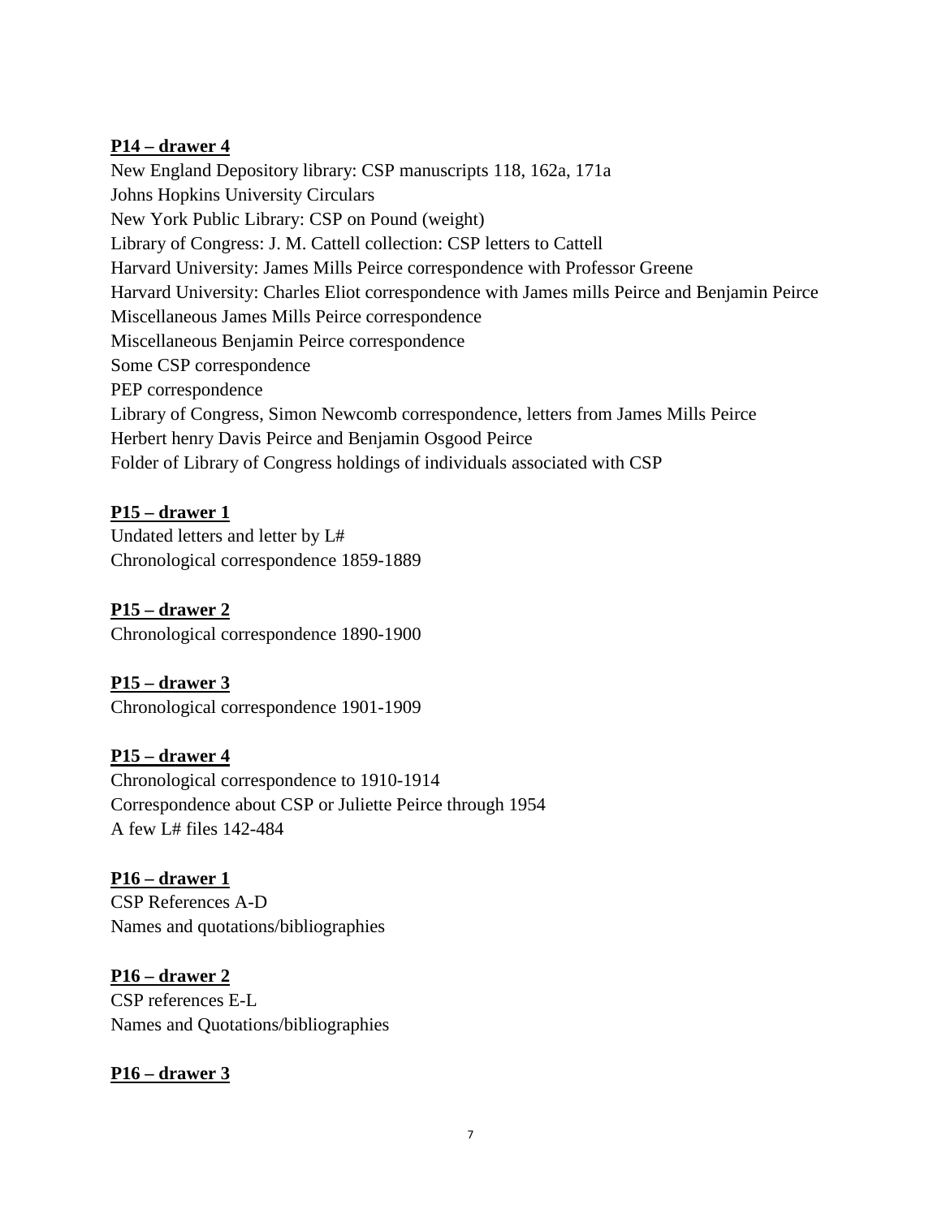**P14 – drawer 4**

New England Depository library: CSP manuscripts 118, 162a, 171a
Johns Hopkins University Circulars
New York Public Library: CSP on Pound (weight)
Library of Congress: J. M. Cattell collection: CSP letters to Cattell
Harvard University: James Mills Peirce correspondence with Professor Greene
Harvard University: Charles Eliot correspondence with James mills Peirce and Benjamin Peirce
Miscellaneous James Mills Peirce correspondence
Miscellaneous Benjamin Peirce correspondence
Some CSP correspondence
PEP correspondence
Library of Congress, Simon Newcomb correspondence, letters from James Mills Peirce
Herbert henry Davis Peirce and Benjamin Osgood Peirce
Folder of Library of Congress holdings of individuals associated with CSP

**P15 – drawer 1**

Undated letters and letter by L#
Chronological correspondence 1859-1889

**P15 – drawer 2**

Chronological correspondence 1890-1900

**P15 – drawer 3**

Chronological correspondence 1901-1909

**P15 – drawer 4**

Chronological correspondence to 1910-1914
Correspondence about CSP or Juliette Peirce through 1954
A few L# files 142-484

**P16 – drawer 1**

CSP References A-D
Names and quotations/bibliographies

**P16 – drawer 2**

CSP references E-L
Names and Quotations/bibliographies

**P16 – drawer 3**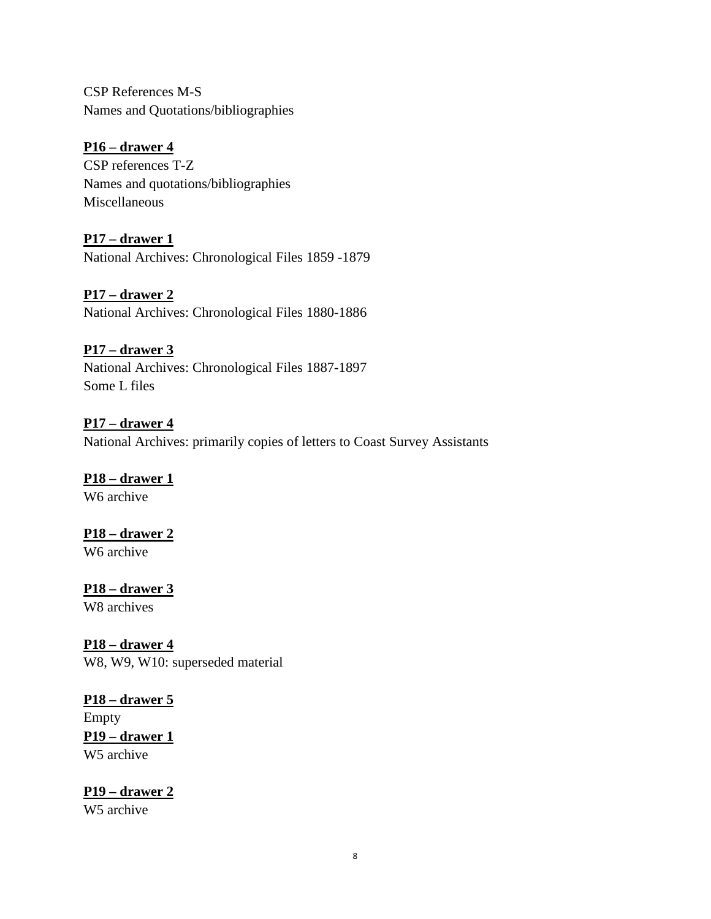CSP References M-S
Names and Quotations/bibliographies

**<u>P16 – drawer 4</u>**
CSP references T-Z
Names and quotations/bibliographies
Miscellaneous

**<u>P17 – drawer 1</u>**
National Archives: Chronological Files 1859 -1879

**<u>P17 – drawer 2</u>**
National Archives: Chronological Files 1880-1886

**<u>P17 – drawer 3</u>**
National Archives: Chronological Files 1887-1897
Some L files

**<u>P17 – drawer 4</u>**
National Archives: primarily copies of letters to Coast Survey Assistants

**<u>P18 – drawer 1</u>**
W6 archive

**<u>P18 – drawer 2</u>**
W6 archive

**<u>P18 – drawer 3</u>**
W8 archives

**<u>P18 – drawer 4</u>**
W8, W9, W10: superseded material

**<u>P18 – drawer 5</u>**
Empty

**<u>P19 – drawer 1</u>**
W5 archive

**<u>P19 – drawer 2</u>**
W5 archive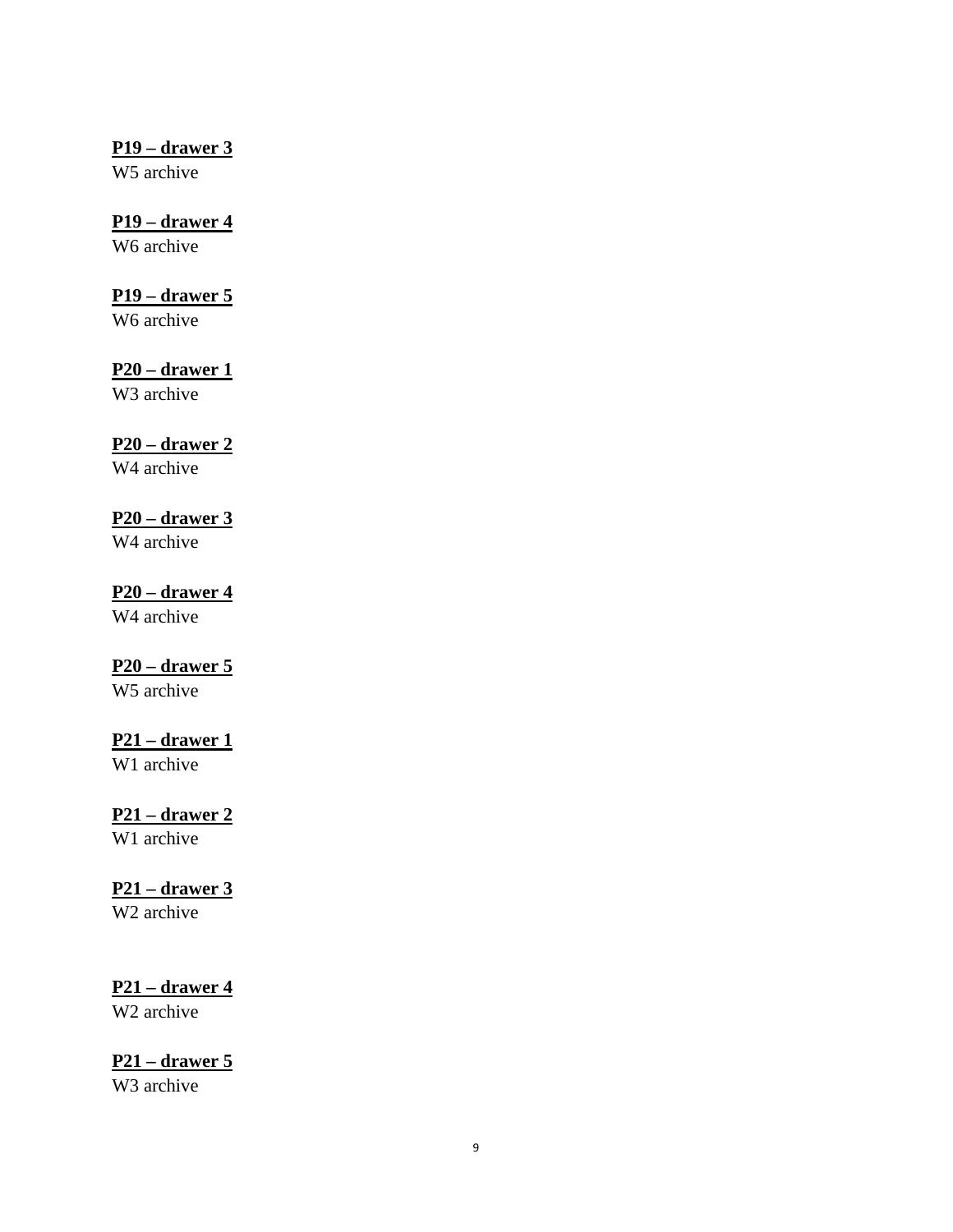**<u>P19 – drawer 3</u>**
W5 archive

**<u>P19 – drawer 4</u>**
W6 archive

**<u>P19 – drawer 5</u>**
W6 archive

**<u>P20 – drawer 1</u>**
W3 archive

**<u>P20 – drawer 2</u>**
W4 archive

**<u>P20 – drawer 3</u>**
W4 archive

**<u>P20 – drawer 4</u>**
W4 archive

**<u>P20 – drawer 5</u>**
W5 archive

**<u>P21 – drawer 1</u>**
W1 archive

**<u>P21 – drawer 2</u>**
W1 archive

**<u>P21 – drawer 3</u>**
W2 archive

**<u>P21 – drawer 4</u>**
W2 archive

**<u>P21 – drawer 5</u>**
W3 archive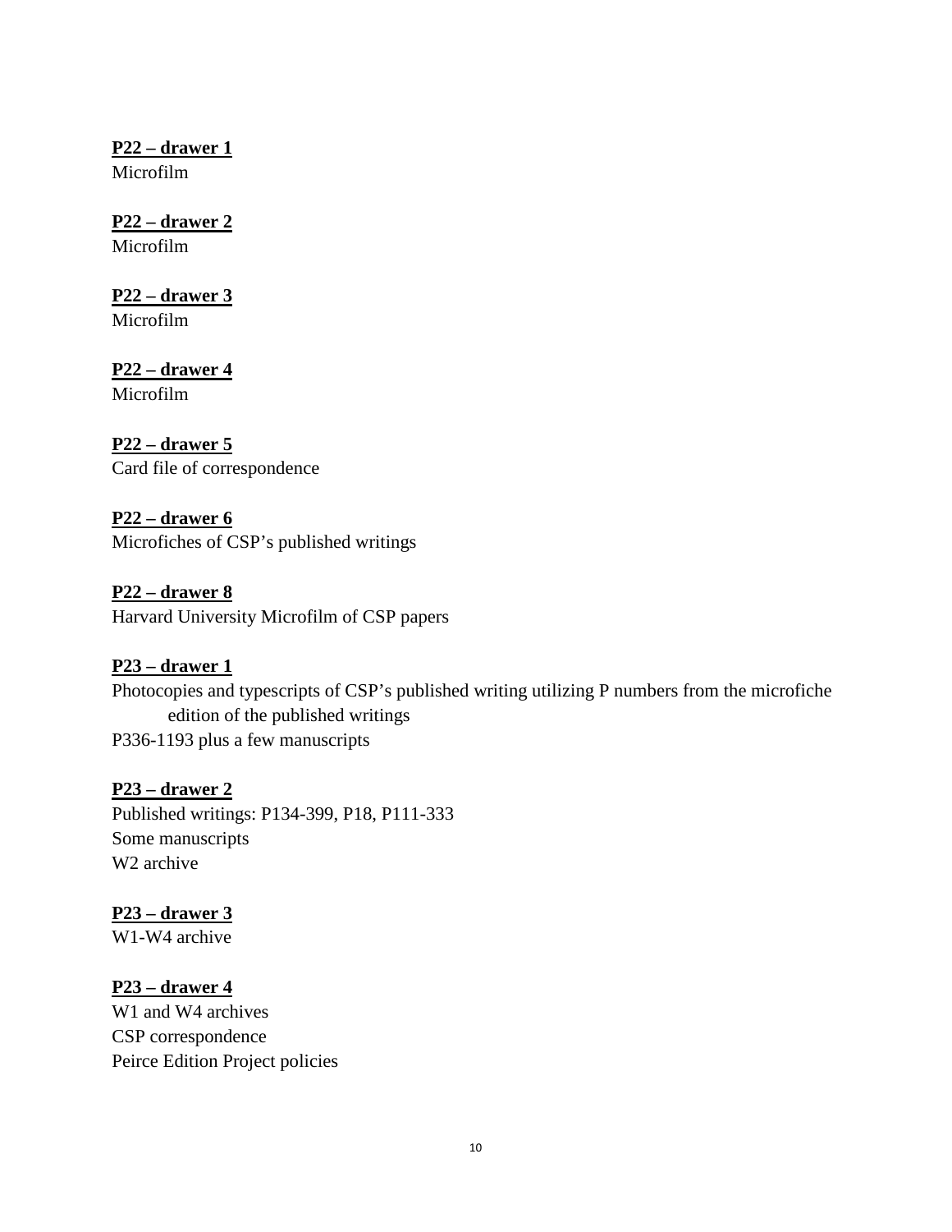**P22 – drawer 1**
Microfilm

**P22 – drawer 2**
Microfilm

**P22 – drawer 3**
Microfilm

**P22 – drawer 4**
Microfilm

**P22 – drawer 5**
Card file of correspondence

**P22 – drawer 6**
Microfiches of CSP's published writings

**P22 – drawer 8**
Harvard University Microfilm of CSP papers

**P23 – drawer 1**
Photocopies and typescripts of CSP's published writing utilizing P numbers from the microfiche edition of the published writings
P336-1193 plus a few manuscripts

**P23 – drawer 2**
Published writings: P134-399, P18, P111-333
Some manuscripts
W2 archive

**P23 – drawer 3**
W1-W4 archive

**P23 – drawer 4**
W1 and W4 archives
CSP correspondence
Peirce Edition Project policies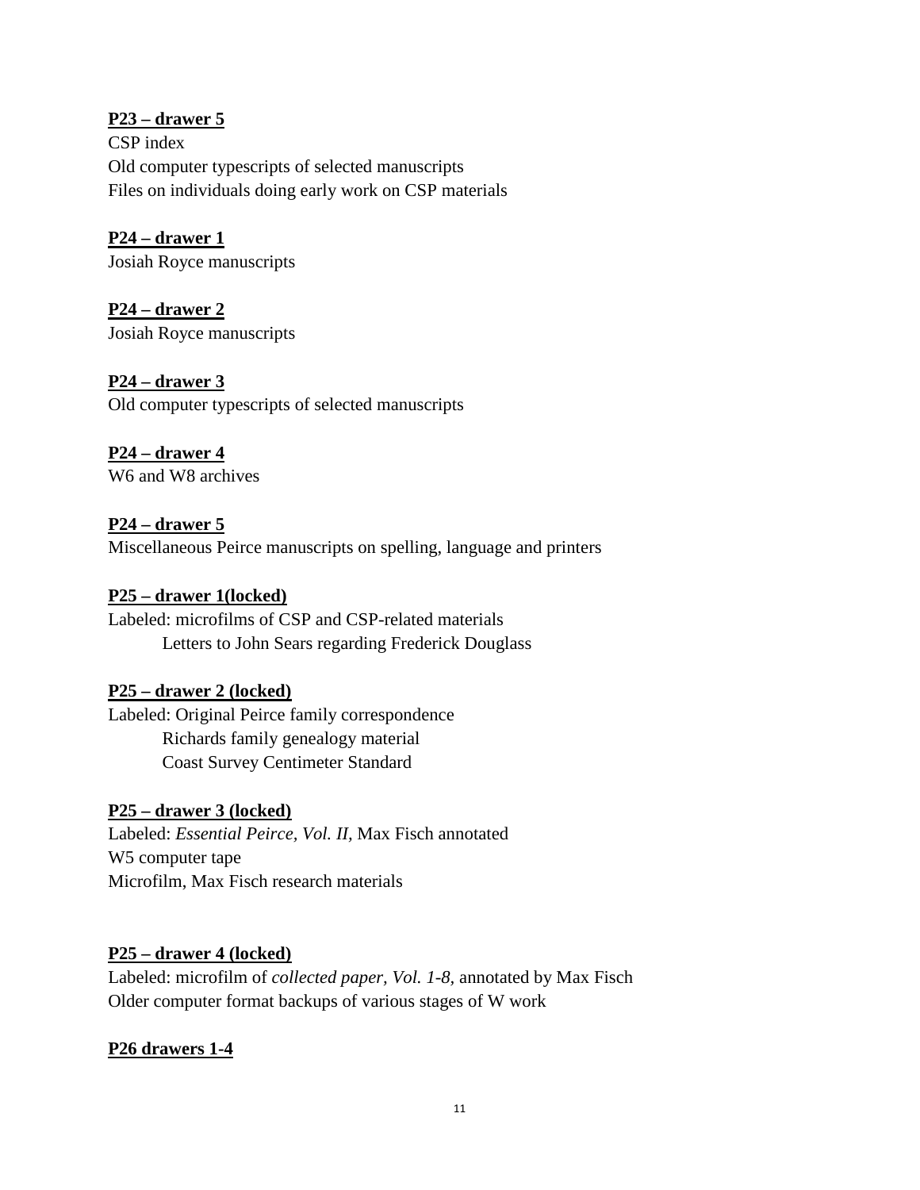**P23 – drawer 5**

CSP index
Old computer typescripts of selected manuscripts
Files on individuals doing early work on CSP materials

**P24 – drawer 1**

Josiah Royce manuscripts

**P24 – drawer 2**

Josiah Royce manuscripts

**P24 – drawer 3**

Old computer typescripts of selected manuscripts

**P24 – drawer 4**

W6 and W8 archives

**P24 – drawer 5**

Miscellaneous Peirce manuscripts on spelling, language and printers

**P25 – drawer 1(locked)**

Labeled: microfilms of CSP and CSP-related materials
    Letters to John Sears regarding Frederick Douglass

**P25 – drawer 2 (locked)**

Labeled: Original Peirce family correspondence
    Richards family genealogy material
    Coast Survey Centimeter Standard

**P25 – drawer 3 (locked)**

Labeled: *Essential Peirce, Vol. II,* Max Fisch annotated
W5 computer tape
Microfilm, Max Fisch research materials

**P25 – drawer 4 (locked)**

Labeled: microfilm of *collected paper, Vol. 1-8*, annotated by Max Fisch
Older computer format backups of various stages of W work

**P26 drawers 1-4**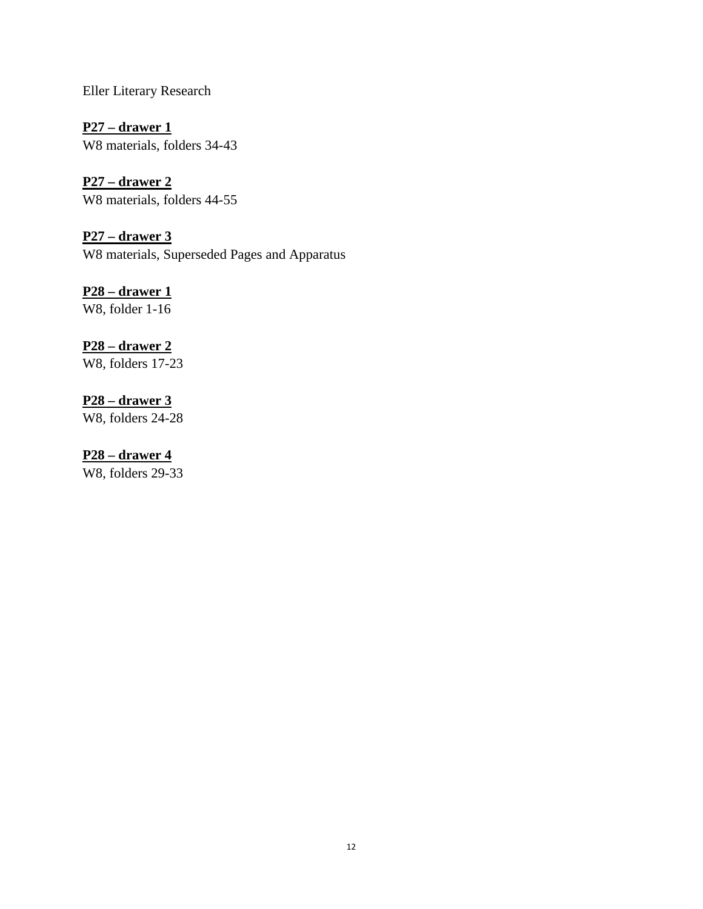Eller Literary Research

**<u>P27 – drawer 1</u>**
W8 materials, folders 34-43

**<u>P27 – drawer 2</u>**
W8 materials, folders 44-55

**<u>P27 – drawer 3</u>**
W8 materials, Superseded Pages and Apparatus

**<u>P28 – drawer 1</u>**
W8, folder 1-16

**<u>P28 – drawer 2</u>**
W8, folders 17-23

**<u>P28 – drawer 3</u>**
W8, folders 24-28

**<u>P28 – drawer 4</u>**
W8, folders 29-33